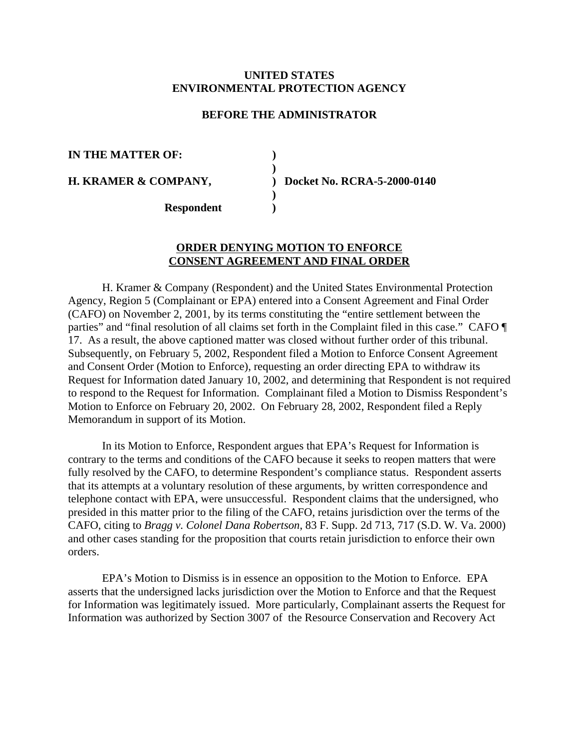**UNITED STATES**
**ENVIRONMENTAL PROTECTION AGENCY**

**BEFORE THE ADMINISTRATOR**

| | | |
|---|---|---|
| **IN THE MATTER OF:** | **)** | |
| | **)** | |
| **H. KRAMER & COMPANY,** | **)** | **Docket No. RCRA-5-2000-0140** |
| | **)** | |
| **Respondent** | **)** | |

**ORDER DENYING MOTION TO ENFORCE CONSENT AGREEMENT AND FINAL ORDER**

H. Kramer & Company (Respondent) and the United States Environmental Protection Agency, Region 5 (Complainant or EPA) entered into a Consent Agreement and Final Order (CAFO) on November 2, 2001, by its terms constituting the "entire settlement between the parties" and "final resolution of all claims set forth in the Complaint filed in this case." CAFO ¶ 17. As a result, the above captioned matter was closed without further order of this tribunal. Subsequently, on February 5, 2002, Respondent filed a Motion to Enforce Consent Agreement and Consent Order (Motion to Enforce), requesting an order directing EPA to withdraw its Request for Information dated January 10, 2002, and determining that Respondent is not required to respond to the Request for Information. Complainant filed a Motion to Dismiss Respondent's Motion to Enforce on February 20, 2002. On February 28, 2002, Respondent filed a Reply Memorandum in support of its Motion.

In its Motion to Enforce, Respondent argues that EPA's Request for Information is contrary to the terms and conditions of the CAFO because it seeks to reopen matters that were fully resolved by the CAFO, to determine Respondent's compliance status. Respondent asserts that its attempts at a voluntary resolution of these arguments, by written correspondence and telephone contact with EPA, were unsuccessful. Respondent claims that the undersigned, who presided in this matter prior to the filing of the CAFO, retains jurisdiction over the terms of the CAFO, citing to *Bragg v. Colonel Dana Robertson*, 83 F. Supp. 2d 713, 717 (S.D. W. Va. 2000) and other cases standing for the proposition that courts retain jurisdiction to enforce their own orders.

EPA's Motion to Dismiss is in essence an opposition to the Motion to Enforce. EPA asserts that the undersigned lacks jurisdiction over the Motion to Enforce and that the Request for Information was legitimately issued. More particularly, Complainant asserts the Request for Information was authorized by Section 3007 of the Resource Conservation and Recovery Act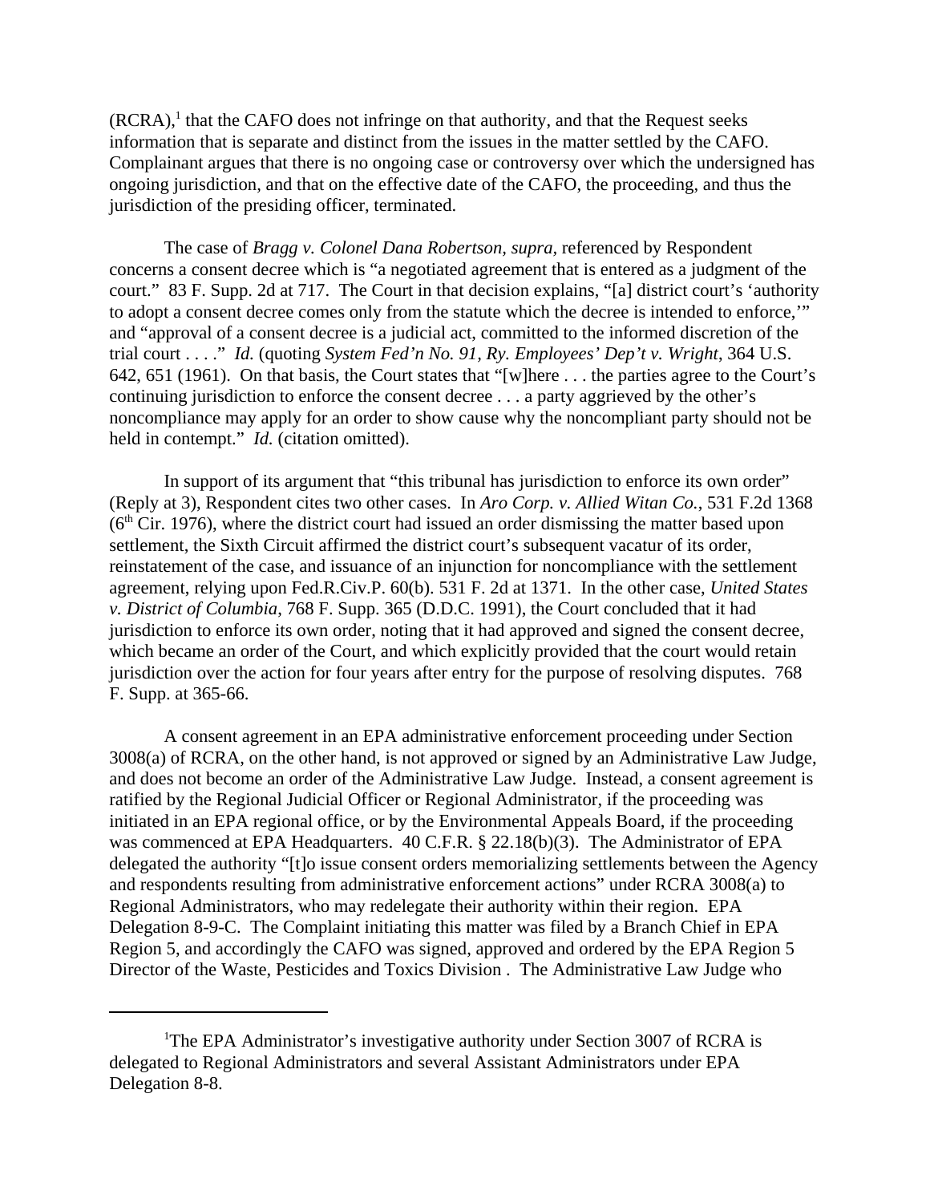(RCRA),[1] that the CAFO does not infringe on that authority, and that the Request seeks information that is separate and distinct from the issues in the matter settled by the CAFO. Complainant argues that there is no ongoing case or controversy over which the undersigned has ongoing jurisdiction, and that on the effective date of the CAFO, the proceeding, and thus the jurisdiction of the presiding officer, terminated.

The case of *Bragg v. Colonel Dana Robertson, supra,* referenced by Respondent concerns a consent decree which is "a negotiated agreement that is entered as a judgment of the court." 83 F. Supp. 2d at 717. The Court in that decision explains, "[a] district court's 'authority to adopt a consent decree comes only from the statute which the decree is intended to enforce,'" and "approval of a consent decree is a judicial act, committed to the informed discretion of the trial court . . . ." *Id.* (quoting *System Fed'n No. 91, Ry. Employees' Dep't v. Wright*, 364 U.S. 642, 651 (1961). On that basis, the Court states that "[w]here . . . the parties agree to the Court's continuing jurisdiction to enforce the consent decree . . . a party aggrieved by the other's noncompliance may apply for an order to show cause why the noncompliant party should not be held in contempt." *Id.* (citation omitted).

In support of its argument that "this tribunal has jurisdiction to enforce its own order" (Reply at 3), Respondent cites two other cases. In *Aro Corp. v. Allied Witan Co.*, 531 F.2d 1368 (6th Cir. 1976), where the district court had issued an order dismissing the matter based upon settlement, the Sixth Circuit affirmed the district court's subsequent vacatur of its order, reinstatement of the case, and issuance of an injunction for noncompliance with the settlement agreement, relying upon Fed.R.Civ.P. 60(b). 531 F. 2d at 1371. In the other case, *United States v. District of Columbia*, 768 F. Supp. 365 (D.D.C. 1991), the Court concluded that it had jurisdiction to enforce its own order, noting that it had approved and signed the consent decree, which became an order of the Court, and which explicitly provided that the court would retain jurisdiction over the action for four years after entry for the purpose of resolving disputes. 768 F. Supp. at 365-66.

A consent agreement in an EPA administrative enforcement proceeding under Section 3008(a) of RCRA, on the other hand, is not approved or signed by an Administrative Law Judge, and does not become an order of the Administrative Law Judge. Instead, a consent agreement is ratified by the Regional Judicial Officer or Regional Administrator, if the proceeding was initiated in an EPA regional office, or by the Environmental Appeals Board, if the proceeding was commenced at EPA Headquarters. 40 C.F.R. § 22.18(b)(3). The Administrator of EPA delegated the authority "[t]o issue consent orders memorializing settlements between the Agency and respondents resulting from administrative enforcement actions" under RCRA 3008(a) to Regional Administrators, who may redelegate their authority within their region. EPA Delegation 8-9-C. The Complaint initiating this matter was filed by a Branch Chief in EPA Region 5, and accordingly the CAFO was signed, approved and ordered by the EPA Region 5 Director of the Waste, Pesticides and Toxics Division . The Administrative Law Judge who

---

[1] The EPA Administrator's investigative authority under Section 3007 of RCRA is delegated to Regional Administrators and several Assistant Administrators under EPA Delegation 8-8.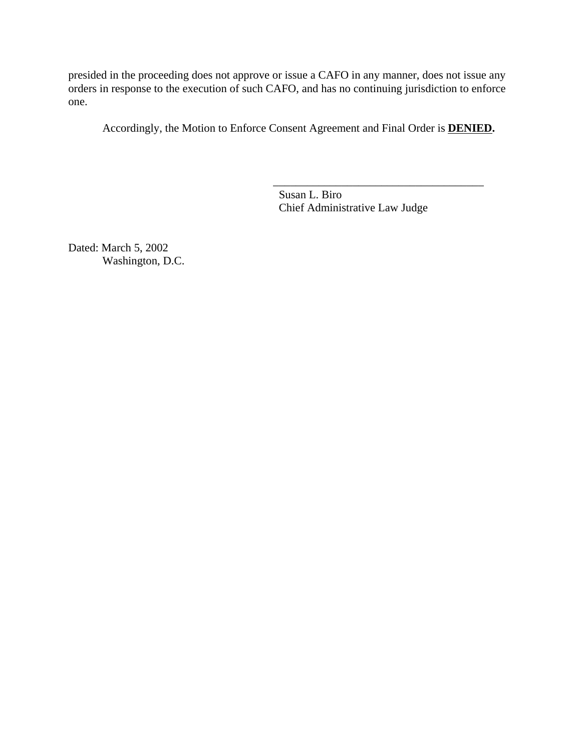presided in the proceeding does not approve or issue a CAFO in any manner, does not issue any orders in response to the execution of such CAFO, and has no continuing jurisdiction to enforce one.

Accordingly, the Motion to Enforce Consent Agreement and Final Order is **DENIED.**

\_\_\_\_\_\_\_\_\_\_\_\_\_\_\_\_\_\_\_\_\_\_\_\_\_\_\_\_\_\_\_\_\_\_\_\_\_\_

Susan L. Biro
Chief Administrative Law Judge

Dated: March 5, 2002
Washington, D.C.